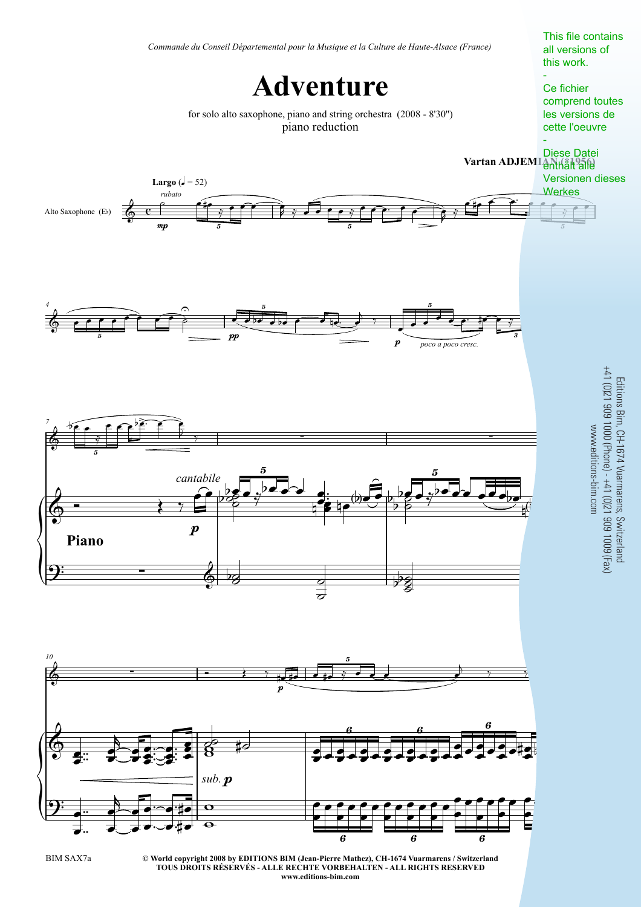*Commande du Conseil Départemental pour la Musique et la Culture de Haute-Alsace (France)*

# Adventure

for solo alto saxophone, piano and string orchestra (2008 - 8'30")

piano reduction

**Vartan ADJEMIAN (\*1956)**

This file contains all versions of this work.

-

Ce fichier comprend toutes les versions de cette l'oeuvre

-

Diese Datei enthält alle Versionen dieses Werkes

Editions Bim, CH-1674 Vuarmarens, Switzerland
+41 (0)21 909 1000 (Phone) - +41 (0)21 909 1009 (Fax)
www.editions-bim.com

BIM SAX7a

**© World copyright 2008 by EDITIONS BIM (Jean-Pierre Mathez), CH-1674 Vuarmarens / Switzerland**
**TOUS DROITS RÉSERVÉS - ALLE RECHTE VORBEHALTEN - ALL RIGHTS RESERVED**
**www.editions-bim.com**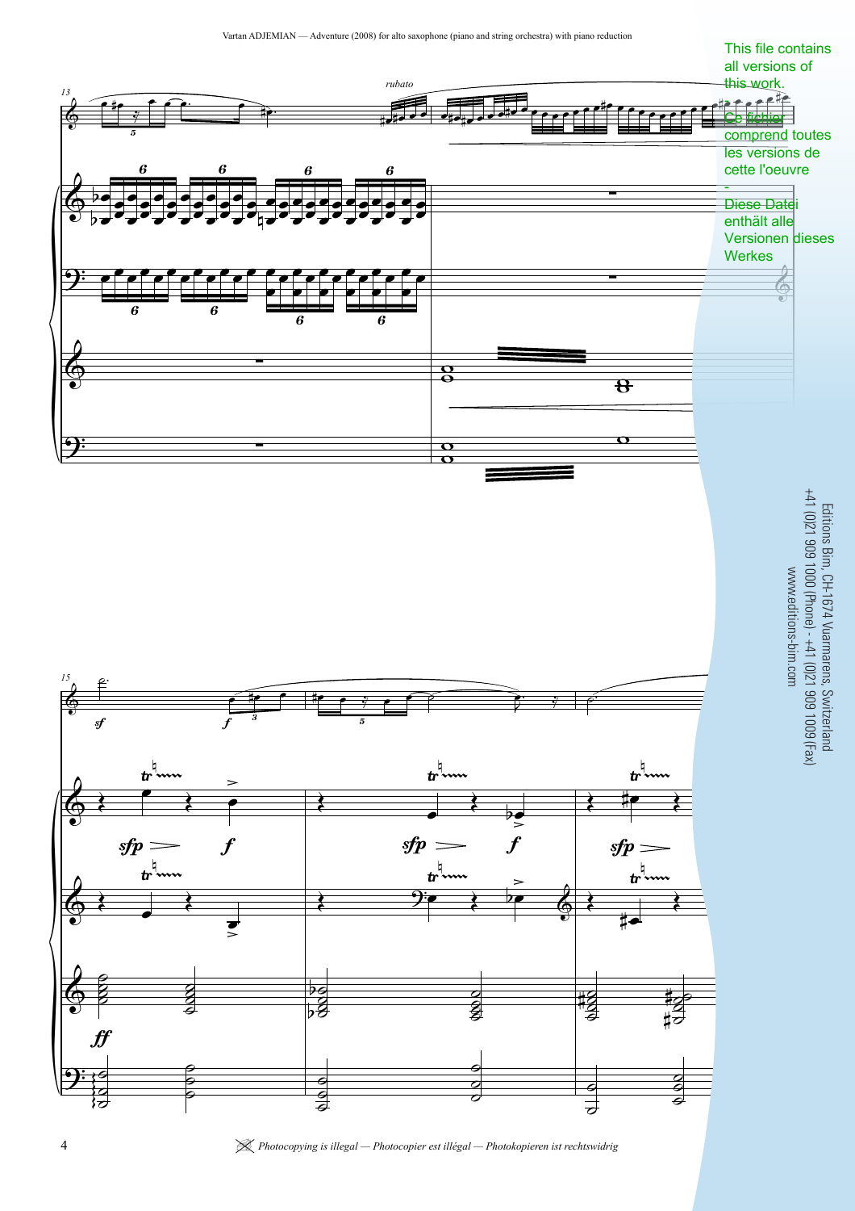This file contains all versions of this work.

-

Ce fichier comprend toutes les versions de cette oeuvre

-

Diese Datei enthält alle Versionen dieses Werkes

Editions Bim, CH-1674 Vuarmarens, Switzerland
+41 (0)21 909 1000 (Phone) - +41 (0)21 909 1009 (Fax)
www.editions-bim.com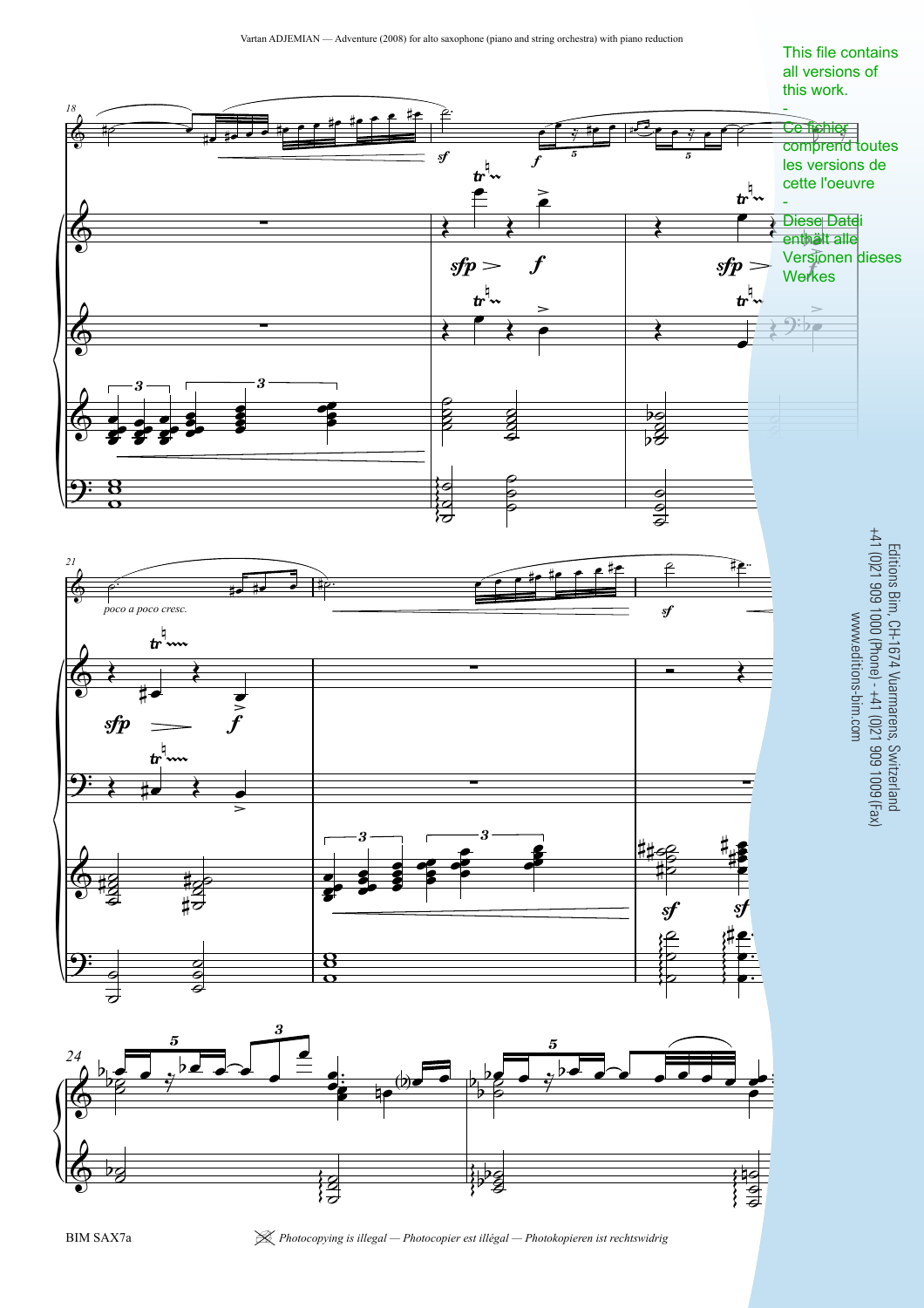This file contains all versions of this work.
-
Ce fichier comprend toutes les versions de cette oeuvre
-
Diese Datei enthält alle Versionen dieses Werkes

Editions Bim, CH-1674 Vuarmarens, Switzerland
+41 (0)21 909 1000 (Phone) - +41 (0)21 909 1009 (Fax)
www.editions-bim.com

*Photocopying is illegal — Photocopier est illégal — Photokopieren ist rechtswidrig*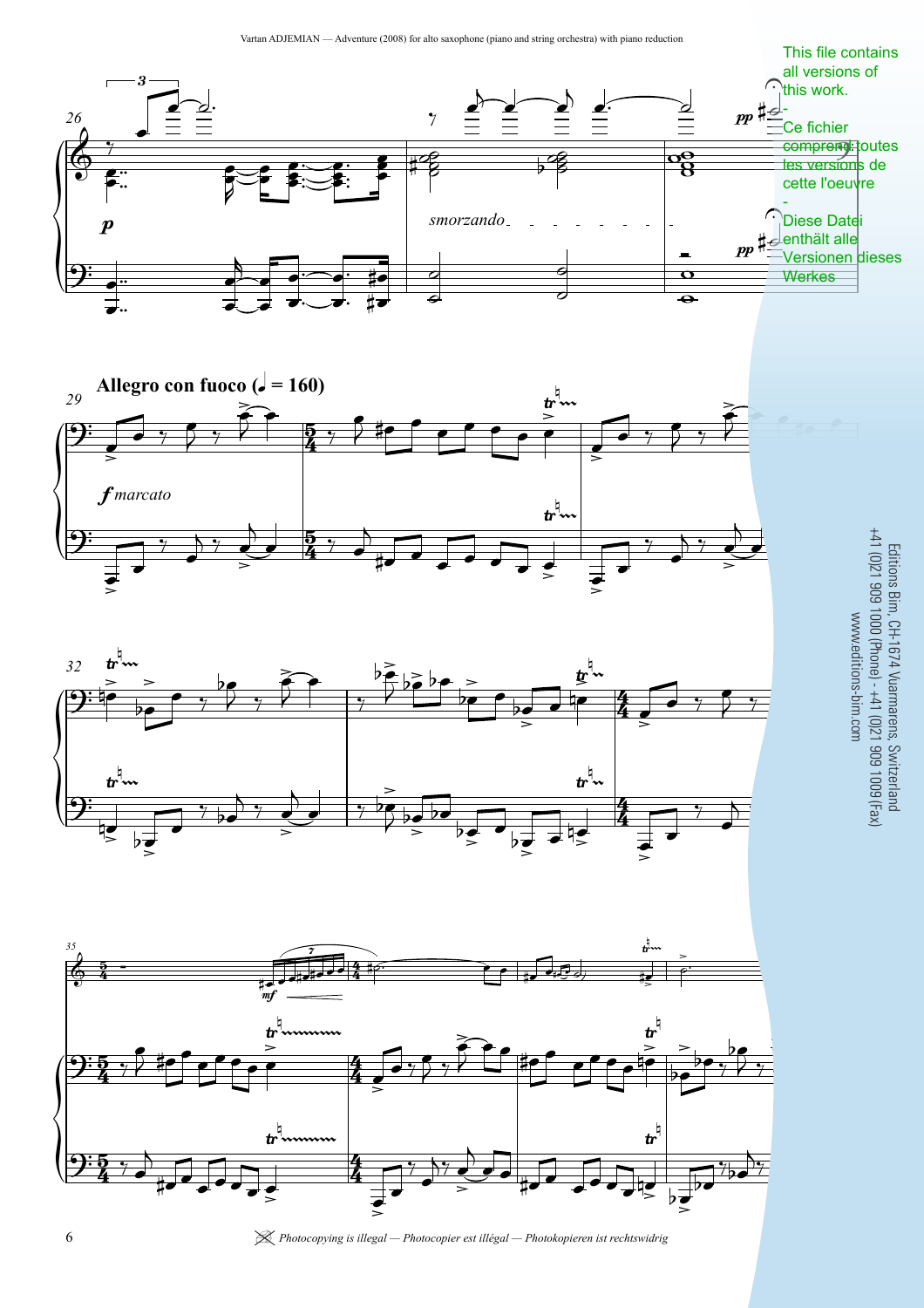This file contains all versions of this work.
-
Ce fichier comprend toutes les versions de cette oeuvre
-
Diese Datei enthält alle Versionen dieses Werkes

**Allegro con fuoco (♩ = 160)**

*f marcato*

*smorzando*

Editions Bim, CH-1674 Vuarmarens, Switzerland
+41 (0)21 909 1000 (Phone) - +41 (0)21 909 1009 (Fax)
www.editions-bim.com

Photocopying is illegal — Photocopier est illégal — Photokopieren ist rechtswidrig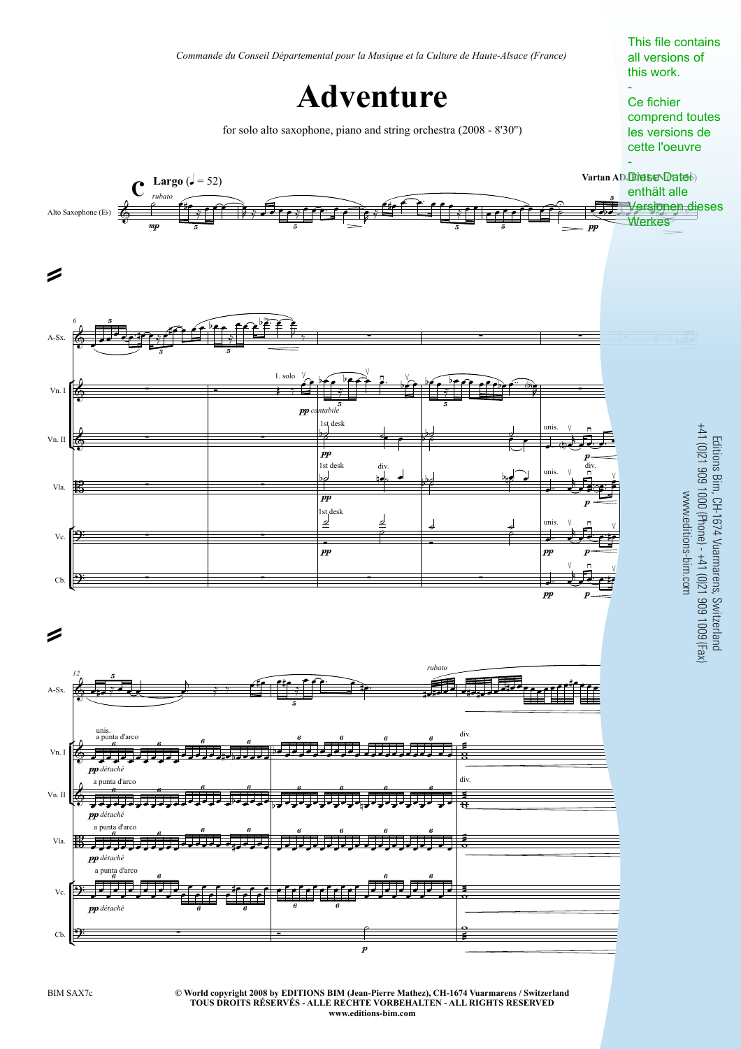*Commande du Conseil Départemental pour la Musique et la Culture de Haute-Alsace (France)*

This file contains all versions of this work.

-

Ce fichier comprend toutes les versions de cette l'oeuvre

-

Diese Datei enthält alle Versionen dieses Werkes

# Adventure

for solo alto saxophone, piano and string orchestra (2008 - 8'30")

Vartan ADJEMIAN (*1956)

Editions Bim, CH-1674 Vuarmarens, Switzerland
+41 (0)21 909 1000 (Phone) - +41 (0)21 909 1009 (Fax)
www.editions-bim.com

BIM SAX7c

**© World copyright 2008 by EDITIONS BIM (Jean-Pierre Mathez), CH-1674 Vuarmarens / Switzerland**
**TOUS DROITS RÉSERVÉS - ALLE RECHTE VORBEHALTEN - ALL RIGHTS RESERVED**
**www.editions-bim.com**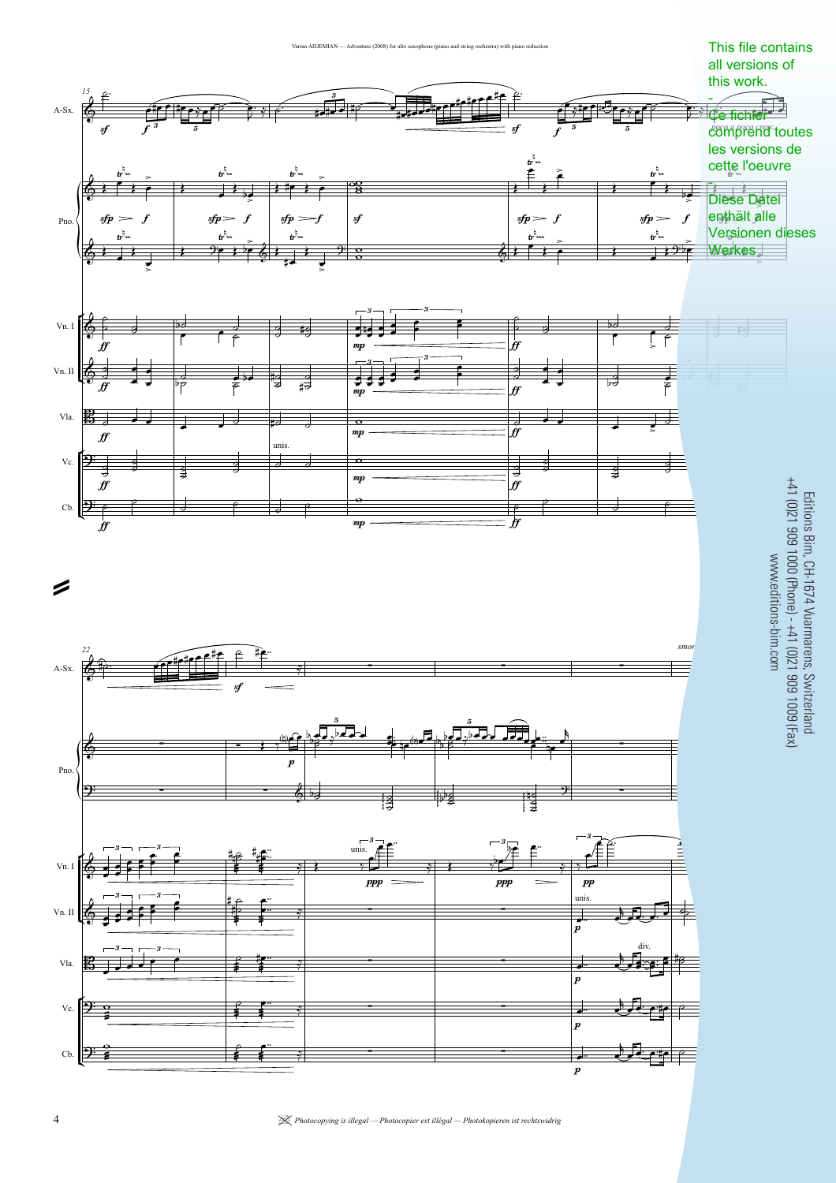This file contains all versions of this work.

-

Ce fichier comprend toutes les versions de cette l'oeuvre

-

Diese Datei enthält alle Versionen dieses Werkes

Editions Bim, CH-1674 Vuarmarens, Switzerland
+41 (0)21 909 1000 (Phone) - +41 (0)21 909 1009 (Fax)
www.editions-bim.com

Photocopying is illegal — Photocopier est illégal — Photokopieren ist rechtswidrig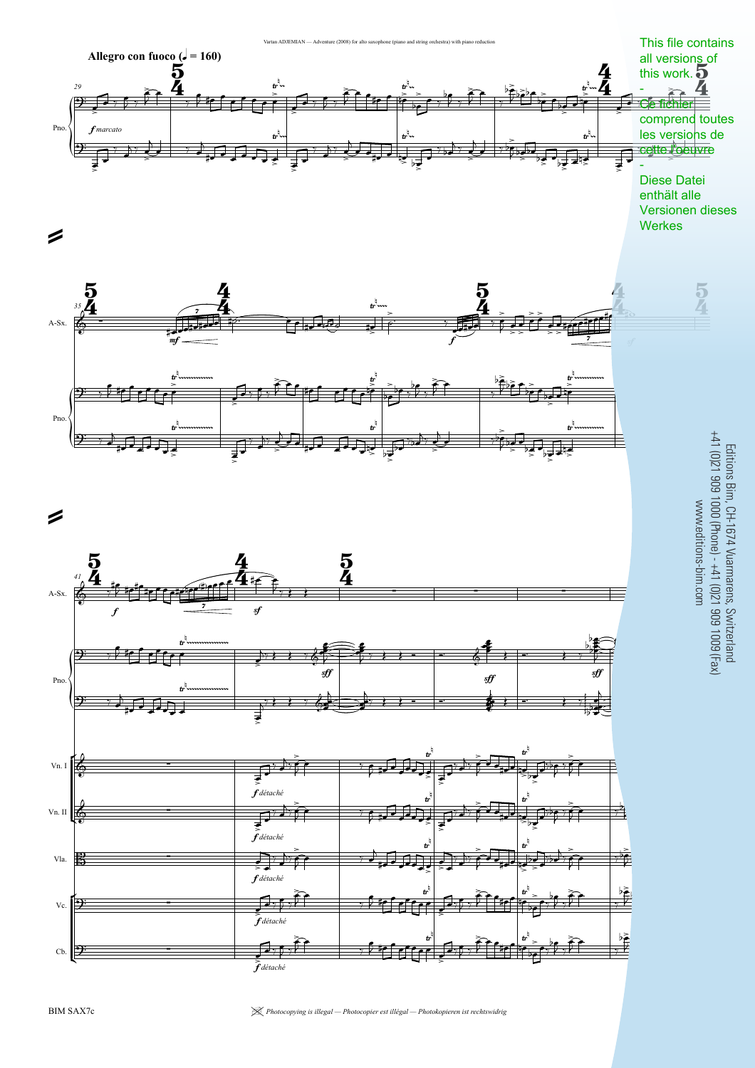**Allegro con fuoco** (♩ = 160)

*f marcato*

*mf*

*f*

*f*

*sf*

*sff*

*sff*

*sff*

*f détaché*

*f détaché*

*f détaché*

*f détaché*

*f détaché*

This file contains all versions of this work.

-

Ce fichier comprend toutes les versions de cette œuvre

-

Diese Datei enthält alle Versionen dieses Werkes

Editions Bim, CH-1674 Vuarmarens, Switzerland
+41 (0)21 909 1000 (Phone) - +41 (0)21 909 1009 (Fax)
www.editions-bim.com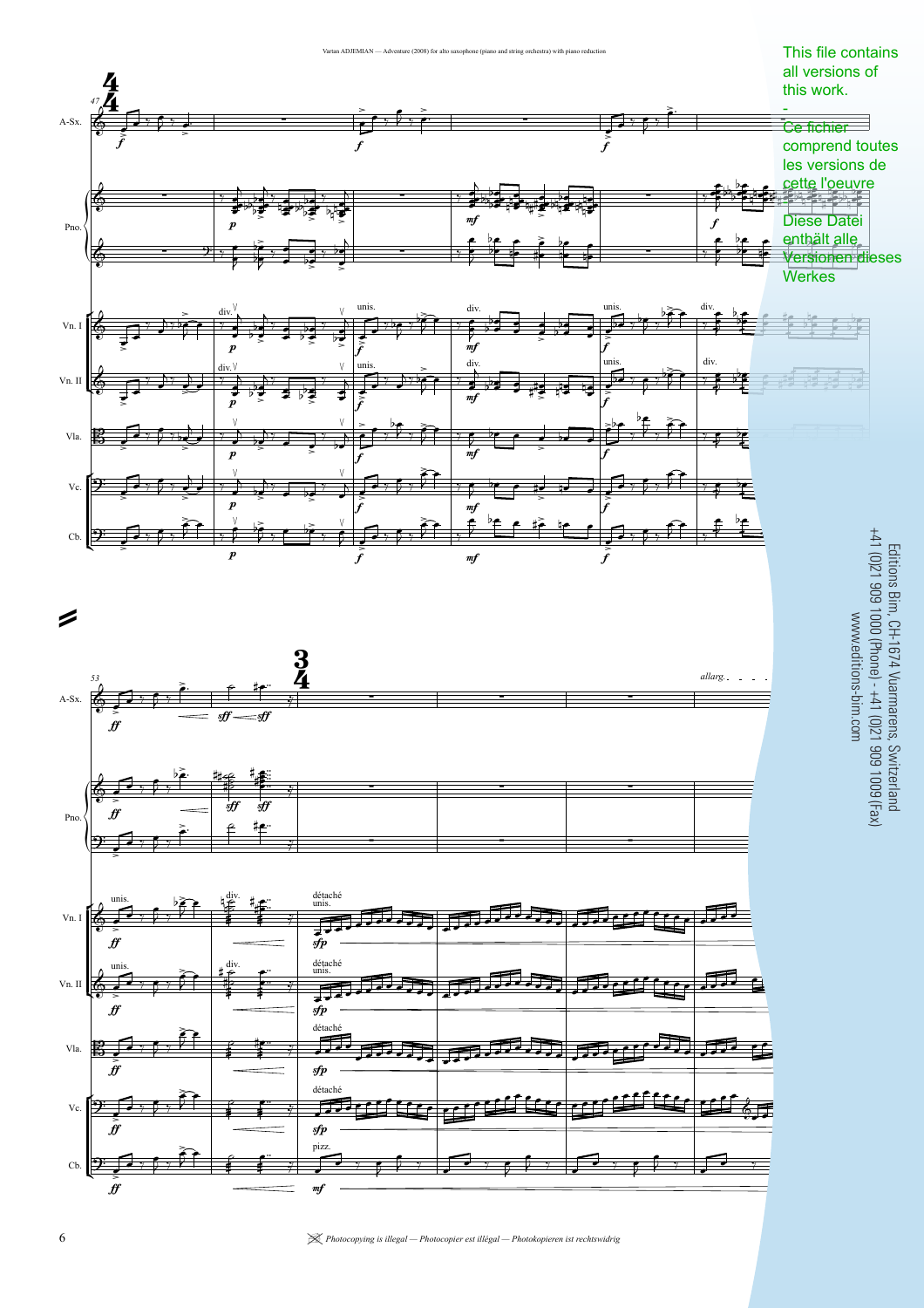This file contains all versions of this work.

-

Ce fichier comprend toutes les versions de cette l'oeuvre

-

Diese Datei enthält alle Versionen dieses Werkes

Editions Bim, CH-1674 Vuarmarens, Switzerland
+41 (0)21 909 1000 (Phone) - +41 (0)21 909 1009 (Fax)
www.editions-bim.com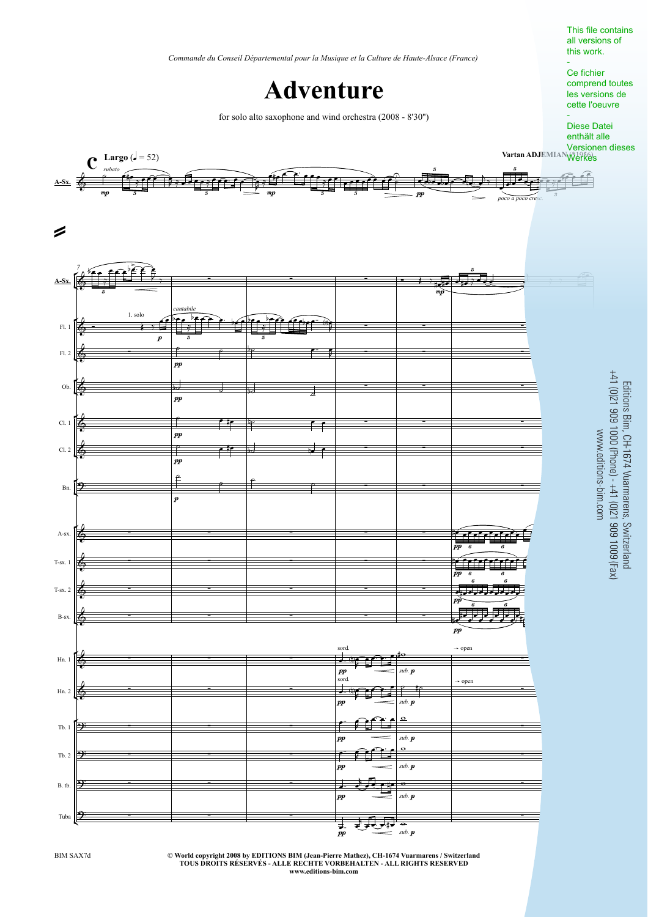*Commande du Conseil Départemental pour la Musique et la Culture de Haute-Alsace (France)*

# Adventure

for solo alto saxophone and wind orchestra (2008 - 8'30")

**Vartan ADJEMIAN** (*1956)

This file contains all versions of this work.

-

Ce fichier comprend toutes les versions de cette l'oeuvre

-

Diese Datei enthält alle Versionen dieses Werkes

Editions Bim, CH-1674 Vuarmarens, Switzerland
+41 (0)21 909 1000 (Phone) - +41 (0)21 909 1009 (Fax)
www.editions-bim.com

BIM SAX7d

**© World copyright 2008 by EDITIONS BIM (Jean-Pierre Mathez), CH-1674 Vuarmarens / Switzerland**
**TOUS DROITS RÉSERVÉS - ALLE RECHTE VORBEHALTEN - ALL RIGHTS RESERVED**
**www.editions-bim.com**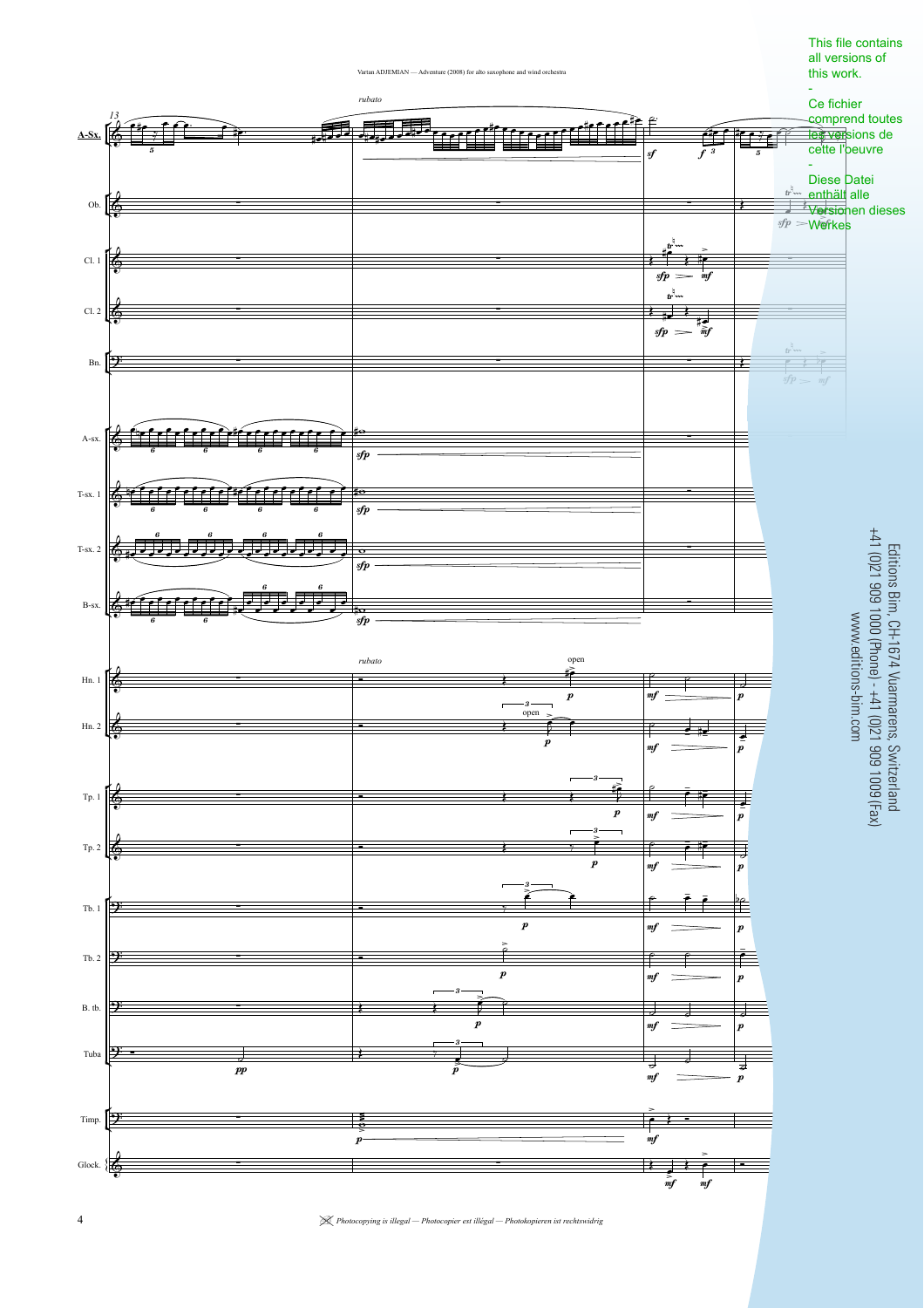This file contains all versions of this work.
-
Ce fichier comprend toutes les versions de cette l'oeuvre
-
Diese Datei enthält alle Versionen dieses Werkes

Editions Bim, CH-1674 Vuarmarens, Switzerland
+41 (0)21 909 1000 (Phone) - +41 (0)21 909 1009 (Fax)
www.editions-bim.com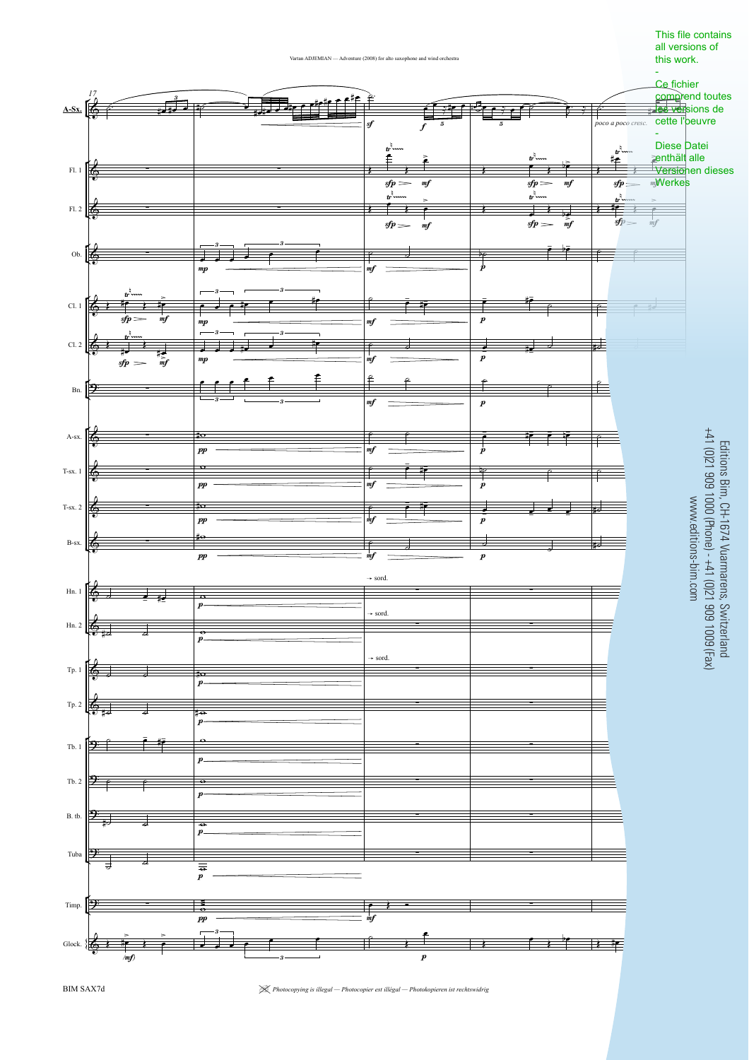This file contains all versions of this work.

-

Ce fichier comprend toutes les versions de cette l'oeuvre

-

Diese Datei enthält alle Versionen dieses Werkes

Editions Bim, CH-1674 Vuarmarens, Switzerland
+41 (0)21 909 1000 (Phone) - +41 (0)21 909 1009 (Fax)
www.editions-bim.com

*Photocopying is illegal — Photocopier est illégal — Photokopieren ist rechtswidrig*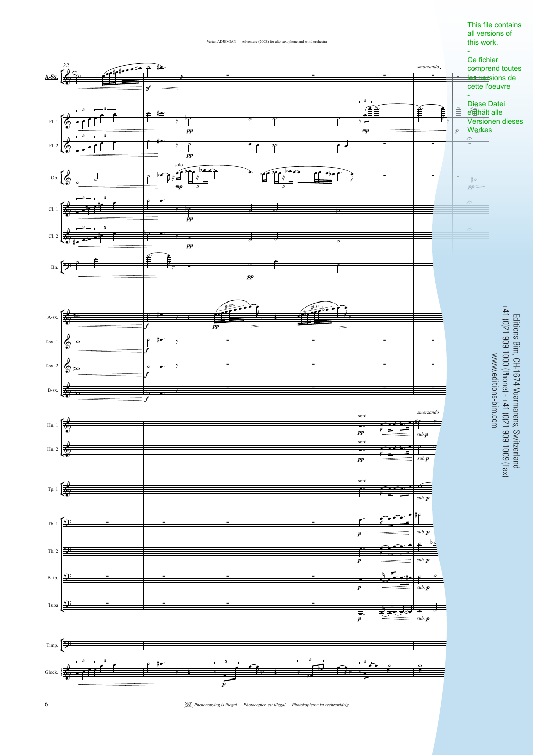This file contains all versions of this work.
-
Ce fichier comprend toutes les versions de cette l'oeuvre
-
Diese Datei enthält alle Versionen dieses Werkes

Editions Bim, CH-1674 Vuarmarens, Switzerland
+41 (0)21 909 1000 (Phone) - +41 (0)21 909 1009 (Fax)
www.editions-bim.com

Photocopying is illegal — Photocopier est illégal — Photokopieren ist rechtswidrig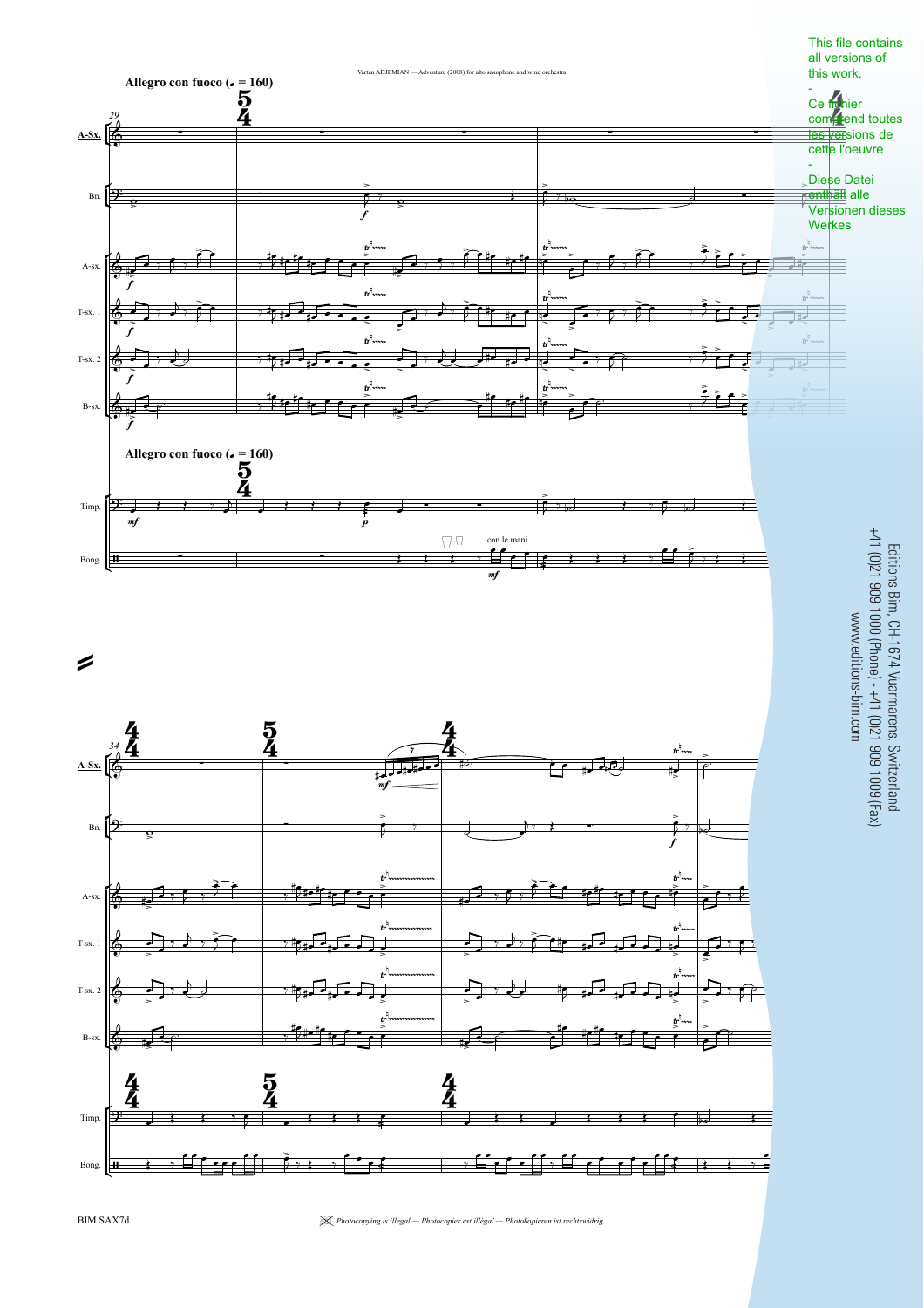This file contains all versions of this work.

-

Ce fichier comprend toutes les versions de cette l'oeuvre

-

Diese Datei enthält alle Versionen dieses Werkes

Editions Bim, CH-1674 Vuarmarens, Switzerland
+41 (0)21 909 1000 (Phone) - +41 (0)21 909 1009 (Fax)
www.editions-bim.com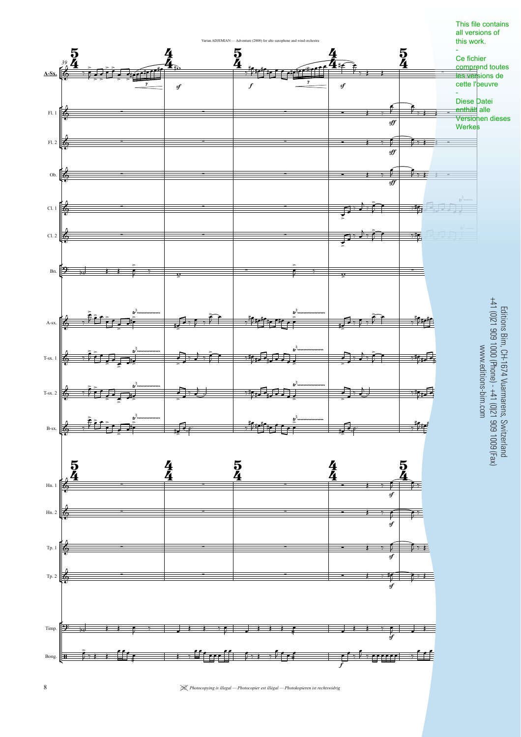This file contains all versions of this work.

-

Ce fichier comprend toutes les versions de cette l'oeuvre

-

Diese Datei enthält alle Versionen dieses Werkes

Editions Bim, CH-1674 Vuarmarens, Switzerland
+41 (0)21 909 1000 (Phone) - +41 (0)21 909 1009 (Fax)
www.editions-bim.com

Photocopying is illegal — Photocopier est illégal — Photokopieren ist rechtswidrig